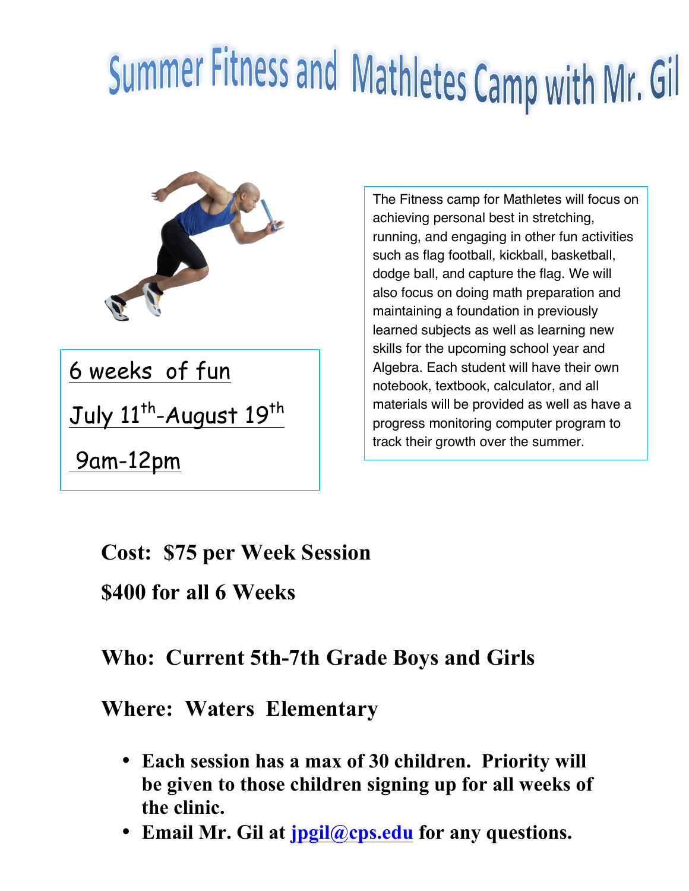# Summer Fitness and Mathletes Camp with Mr. Gil

6 weeks of fun

July 11th-August 19th

9am-12pm

The Fitness camp for Mathletes will focus on achieving personal best in stretching, running, and engaging in other fun activities such as flag football, kickball, basketball, dodge ball, and capture the flag. We will also focus on doing math preparation and maintaining a foundation in previously learned subjects as well as learning new skills for the upcoming school year and Algebra. Each student will have their own notebook, textbook, calculator, and all materials will be provided as well as have a progress monitoring computer program to track their growth over the summer.

**Cost: $75 per Week Session**

**$400 for all 6 Weeks**

**Who: Current 5th-7th Grade Boys and Girls**

**Where: Waters Elementary**

- **Each session has a max of 30 children. Priority will be given to those children signing up for all weeks of the clinic.**
- **Email Mr. Gil at jpgil@cps.edu for any questions.**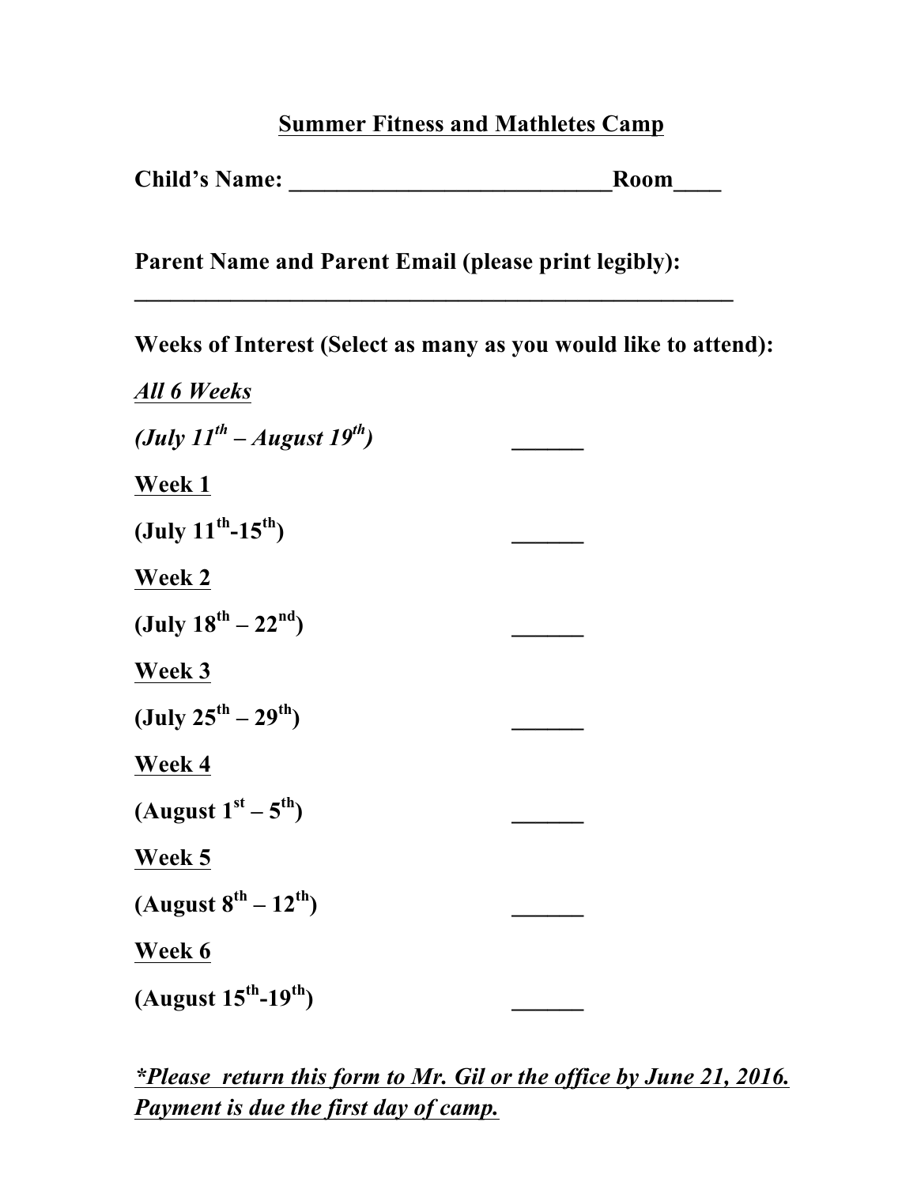<u>**Summary Fitness and Mathletes Camp**</u>

# <u>Summer Fitness and Mathletes Camp</u>

**Child's Name: ____________________________Room____**

**Parent Name and Parent Email (please print legibly):**
**________________________________________________________**

**Weeks of Interest (Select as many as you would like to attend):**

***<u>All 6 Weeks</u>***

***(July 11th – August 19th)*** ______

**<u>Week 1</u>**

**(July 11th-15th)** ______

**<u>Week 2</u>**

**(July 18th – 22nd)** ______

**<u>Week 3</u>**

**(July 25th – 29th)** ______

**<u>Week 4</u>**

**(August 1st – 5th)** ______

**<u>Week 5</u>**

**(August 8th – 12th)** ______

**<u>Week 6</u>**

**(August 15th-19th)** ______

***<u>*Please return this form to Mr. Gil or the office by June 21, 2016. Payment is due the first day of camp.</u>***